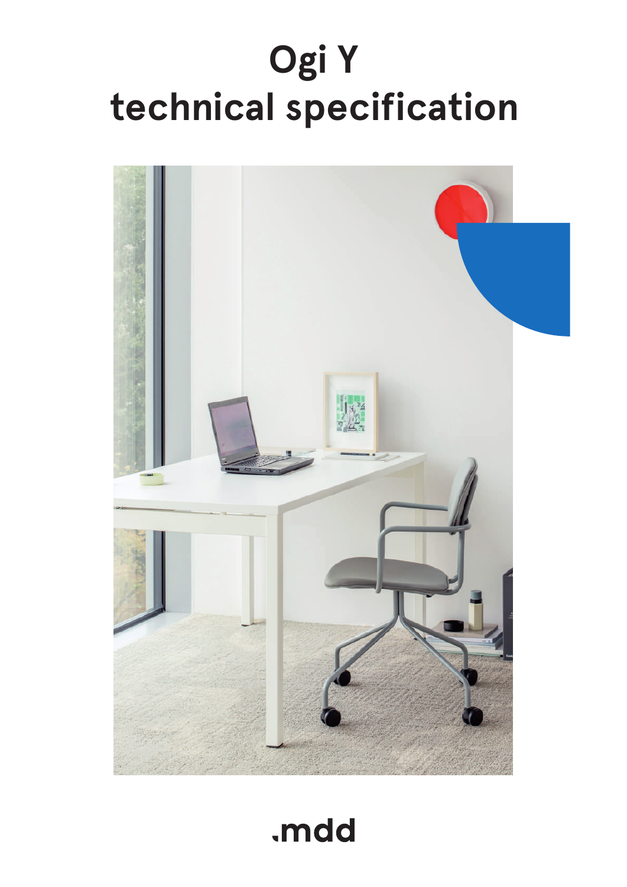# Ogi Y technical specification

.mdd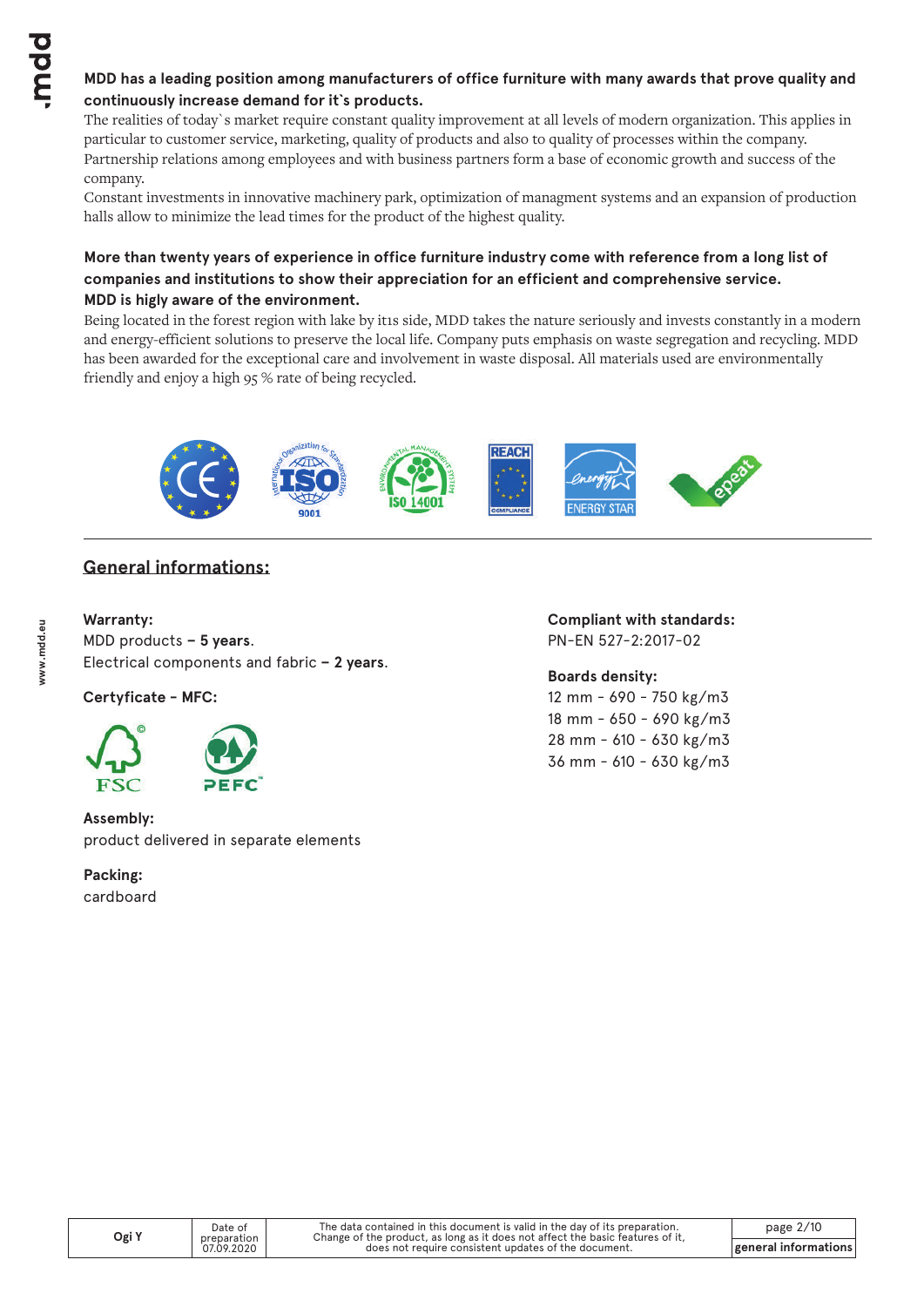**MDD has a leading position among manufacturers of office furniture with many awards that prove quality and continuously increase demand for it`s products.**

The realities of today`s market require constant quality improvement at all levels of modern organization. This applies in particular to customer service, marketing, quality of products and also to quality of processes within the company. Partnership relations among employees and with business partners form a base of economic growth and success of the company.

Constant investments in innovative machinery park, optimization of managment systems and an expansion of production halls allow to minimize the lead times for the product of the highest quality.

**More than twenty years of experience in office furniture industry come with reference from a long list of companies and institutions to show their appreciation for an efficient and comprehensive service.**

**MDD is higly aware of the environment.**

Being located in the forest region with lake by itıs side, MDD takes the nature seriously and invests constantly in a modern and energy-efficient solutions to preserve the local life. Company puts emphasis on waste segregation and recycling. MDD has been awarded for the exceptional care and involvement in waste disposal. All materials used are environmentally friendly and enjoy a high 95 % rate of being recycled.

## General informations:

**Warranty:**
MDD products **– 5 years**.
Electrical components and fabric **– 2 years**.

**Certyficate - MFC:**

FSC PEFC

**Assembly:**
product delivered in separate elements

**Packing:**
cardboard

**Compliant with standards:**
PN-EN 527-2:2017-02

**Boards density:**
12 mm - 690 - 750 kg/m3
18 mm - 650 - 690 kg/m3
28 mm - 610 - 630 kg/m3
36 mm - 610 - 630 kg/m3

| Ogi Y | Date of preparation 07.09.2020 | The data contained in this document is valid in the day of its preparation. Change of the product, as long as it does not affect the basic features of it, does not require consistent updates of the document. | general informations |
|---|---|---|---|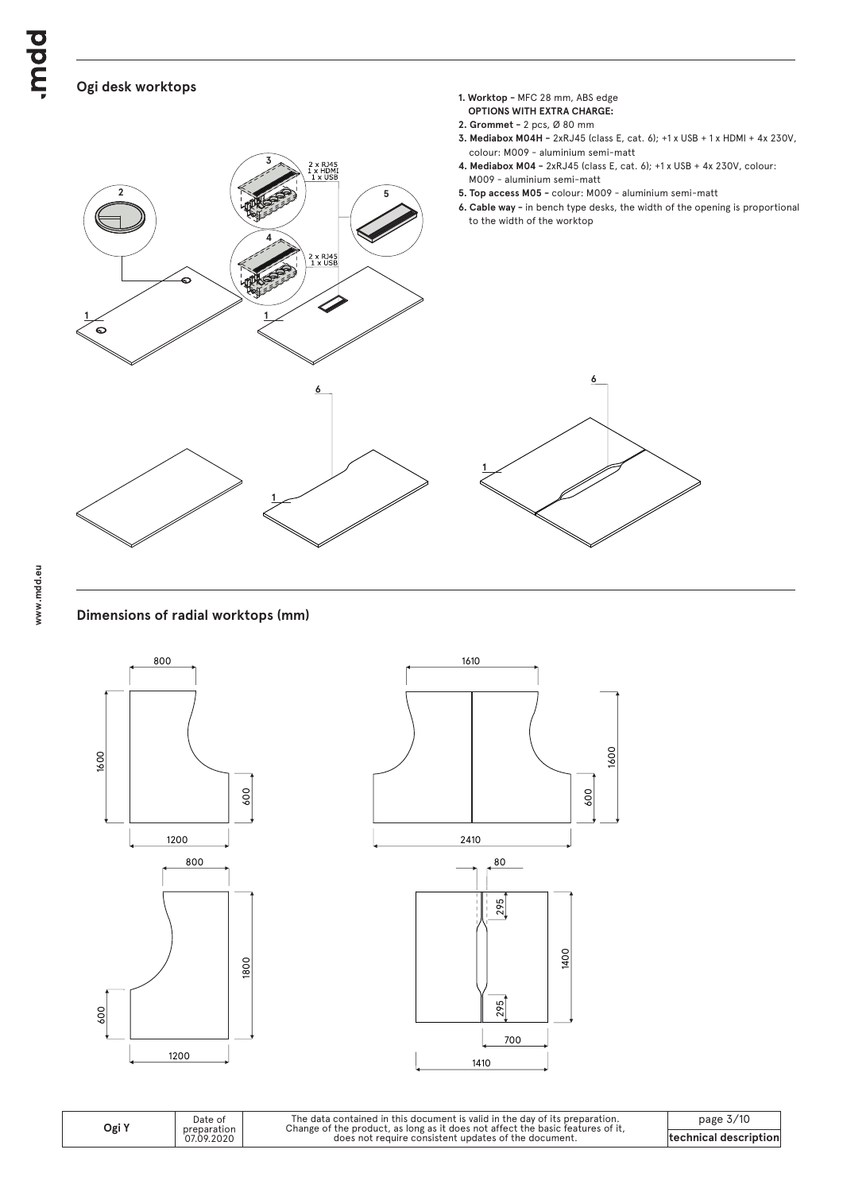## Ogi desk worktops

**1. Worktop -** MFC 28 mm, ABS edge

**OPTIONS WITH EXTRA CHARGE:**

**2. Grommet -** 2 pcs, Ø 80 mm

**3. Mediabox M04H -** 2xRJ45 (class E, cat. 6); +1 x USB + 1 x HDMI + 4x 230V, colour: M009 - aluminium semi-matt

**4. Mediabox M04 -** 2xRJ45 (class E, cat. 6); +1 x USB + 4x 230V, colour: M009 - aluminium semi-matt

**5. Top access M05 -** colour: M009 - aluminium semi-matt

**6. Cable way -** in bench type desks, the width of the opening is proportional to the width of the worktop

## Dimensions of radial worktops (mm)

| Ogi Y | Date of preparation 07.09.2020 | The data contained in this document is valid in the day of its preparation. Change of the product, as long as it does not affect the basic features of it, does not require consistent updates of the document. | technical description |
|---|---|---|---|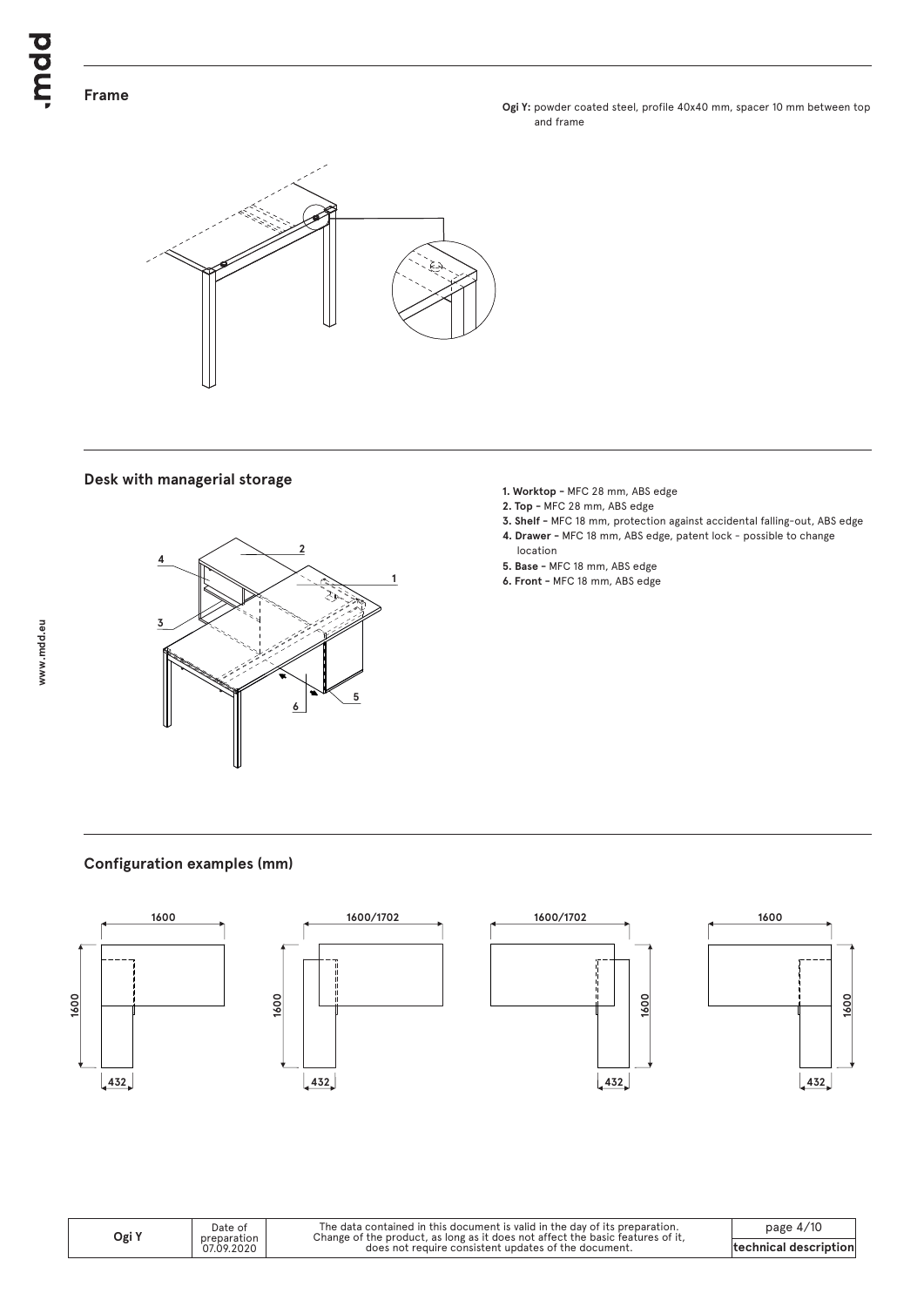## Frame

**Ogi Y:** powder coated steel, profile 40x40 mm, spacer 10 mm between top and frame

## Desk with managerial storage

1. **Worktop –** MFC 28 mm, ABS edge
2. **Top –** MFC 28 mm, ABS edge
3. **Shelf –** MFC 18 mm, protection against accidental falling-out, ABS edge
4. **Drawer –** MFC 18 mm, ABS edge, patent lock – possible to change location
5. **Base –** MFC 18 mm, ABS edge
6. **Front –** MFC 18 mm, ABS edge

## Configuration examples (mm)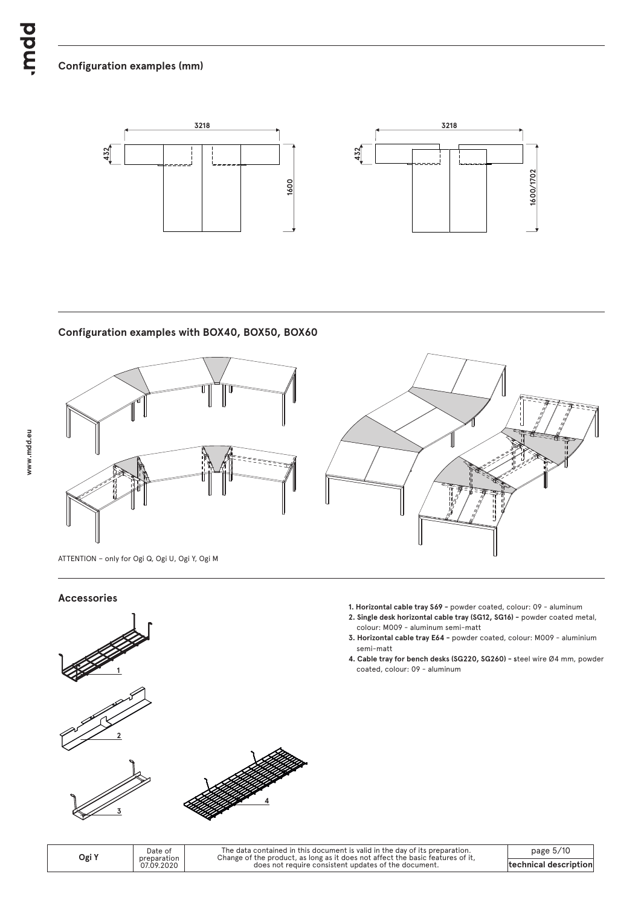## Configuration examples (mm)

## Configuration examples with BOX40, BOX50, BOX60

ATTENTION – only for Ogi Q, Ogi U, Ogi Y, Ogi M

## Accessories

1. **Horizontal cable tray S69 –** powder coated, colour: 09 - aluminum
2. **Single desk horizontal cable tray (SG12, SG16) –** powder coated metal, colour: M009 - aluminum semi-matt
3. **Horizontal cable tray E64 –** powder coated, colour: M009 - aluminium semi-matt
4. **Cable tray for bench desks (SG220, SG260) –** steel wire Ø4 mm, powder coated, colour: 09 - aluminum

| Ogi Y | Date of preparation 07.09.2020 | The data contained in this document is valid in the day of its preparation. Change of the product, as long as it does not affect the basic features of it, does not require consistent updates of the document. | technical description |
|---|---|---|---|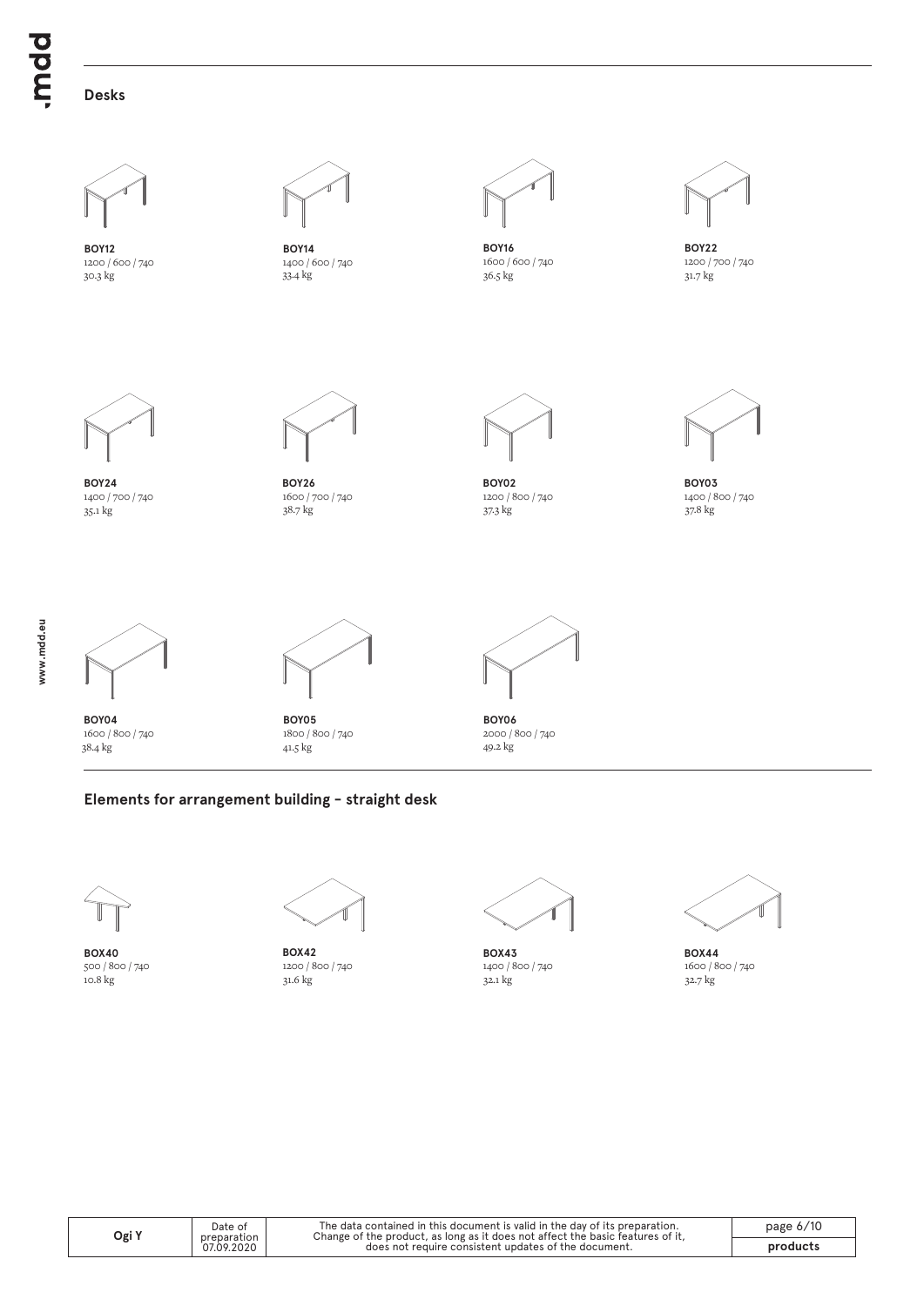## Desks

**BOY12**
1200 / 600 / 740
30.3 kg

**BOY14**
1400 / 600 / 740
33.4 kg

**BOY16**
1600 / 600 / 740
36.5 kg

**BOY22**
1200 / 700 / 740
31.7 kg

**BOY24**
1400 / 700 / 740
35.1 kg

**BOY26**
1600 / 700 / 740
38.7 kg

**BOY02**
1200 / 800 / 740
37.3 kg

**BOY03**
1400 / 800 / 740
37.8 kg

**BOY04**
1600 / 800 / 740
38.4 kg

**BOY05**
1800 / 800 / 740
41.5 kg

**BOY06**
2000 / 800 / 740
49.2 kg

## Elements for arrangement building – straight desk

**BOX40**
500 / 800 / 740
10.8 kg

**BOX42**
1200 / 800 / 740
31.6 kg

**BOX43**
1400 / 800 / 740
32.1 kg

**BOX44**
1600 / 800 / 740
32.7 kg

| Ogi Y | Date of preparation 07.09.2020 | The data contained in this document is valid in the day of its preparation. Change of the product, as long as it does not affect the basic features of it, does not require consistent updates of the document. | products |
|---|---|---|---|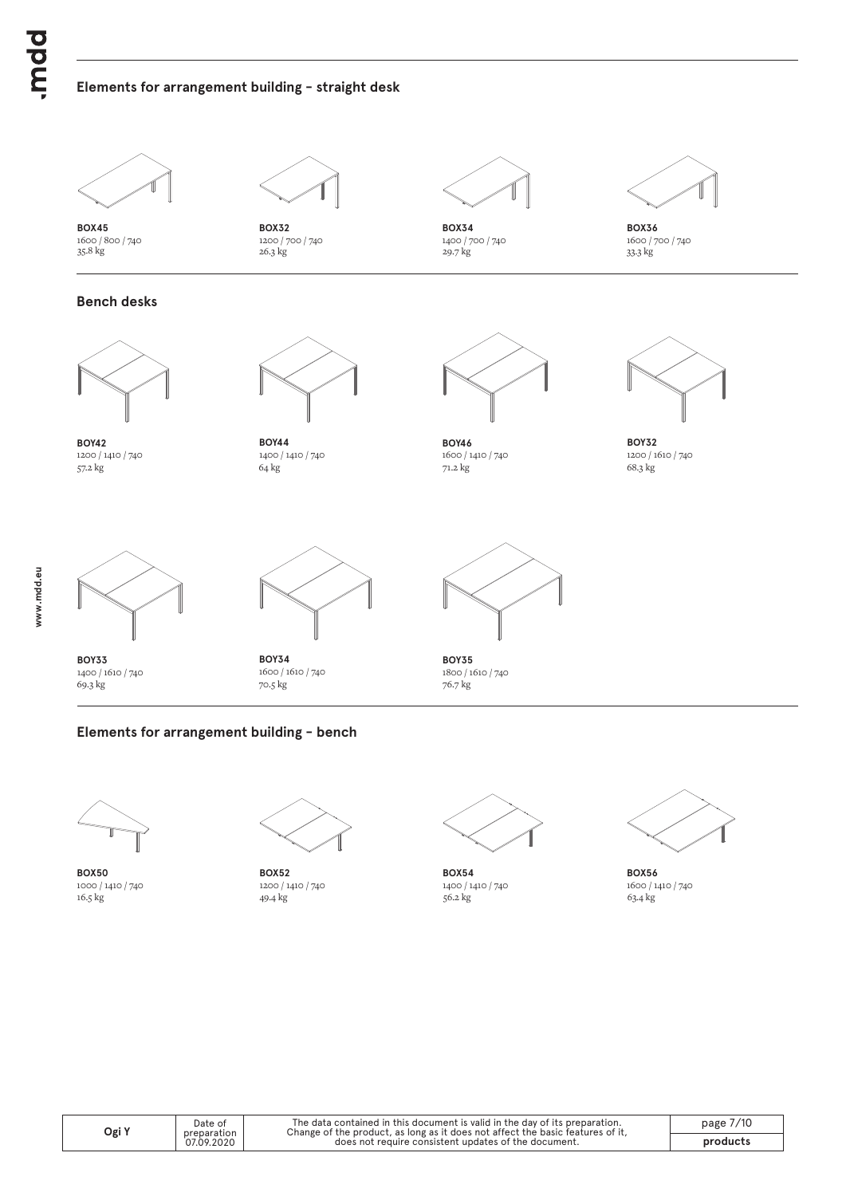## Elements for arrangement building - straight desk

**BOX45**
1600 / 800 / 740
35.8 kg

**BOX32**
1200 / 700 / 740
26.3 kg

**BOX34**
1400 / 700 / 740
29.7 kg

**BOX36**
1600 / 700 / 740
33.3 kg

## Bench desks

**BOY42**
1200 / 1410 / 740
57.2 kg

**BOY44**
1400 / 1410 / 740
64 kg

**BOY46**
1600 / 1410 / 740
71.2 kg

**BOY32**
1200 / 1610 / 740
68.3 kg

**BOY33**
1400 / 1610 / 740
69.3 kg

**BOY34**
1600 / 1610 / 740
70.5 kg

**BOY35**
1800 / 1610 / 740
76.7 kg

## Elements for arrangement building - bench

**BOX50**
1000 / 1410 / 740
16.5 kg

**BOX52**
1200 / 1410 / 740
49.4 kg

**BOX54**
1400 / 1410 / 740
56.2 kg

**BOX56**
1600 / 1410 / 740
63.4 kg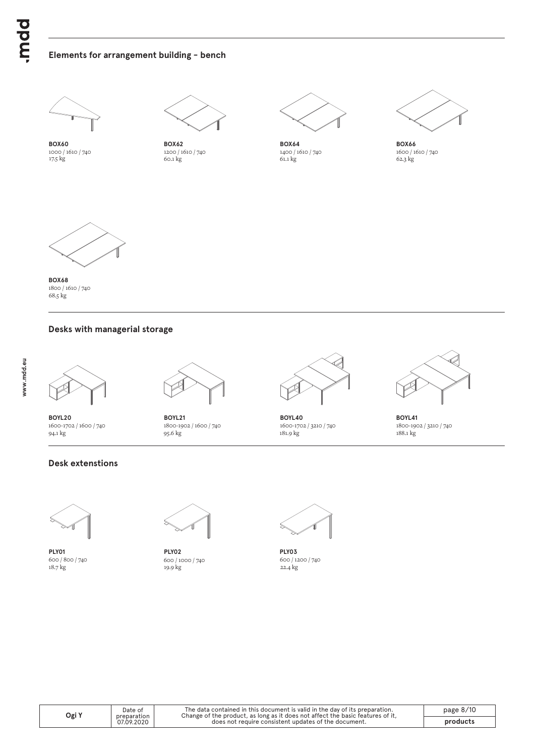## Elements for arrangement building - bench

**BOX60**
1000 / 1610 / 740
17.5 kg

**BOX62**
1200 / 1610 / 740
60.1 kg

**BOX64**
1400 / 1610 / 740
61.1 kg

**BOX66**
1600 / 1610 / 740
62.3 kg

**BOX68**
1800 / 1610 / 740
68.5 kg

## Desks with managerial storage

**BOYL20**
1600-1702 / 1600 / 740
94.1 kg

**BOYL21**
1800-1902 / 1600 / 740
95.6 kg

**BOYL40**
1600-1702 / 3210 / 740
181.9 kg

**BOYL41**
1800-1902 / 3210 / 740
188.1 kg

## Desk extenstions

**PLY01**
600 / 800 / 740
18.7 kg

**PLY02**
600 / 1000 / 740
19.9 kg

**PLY03**
600 / 1200 / 740
22.4 kg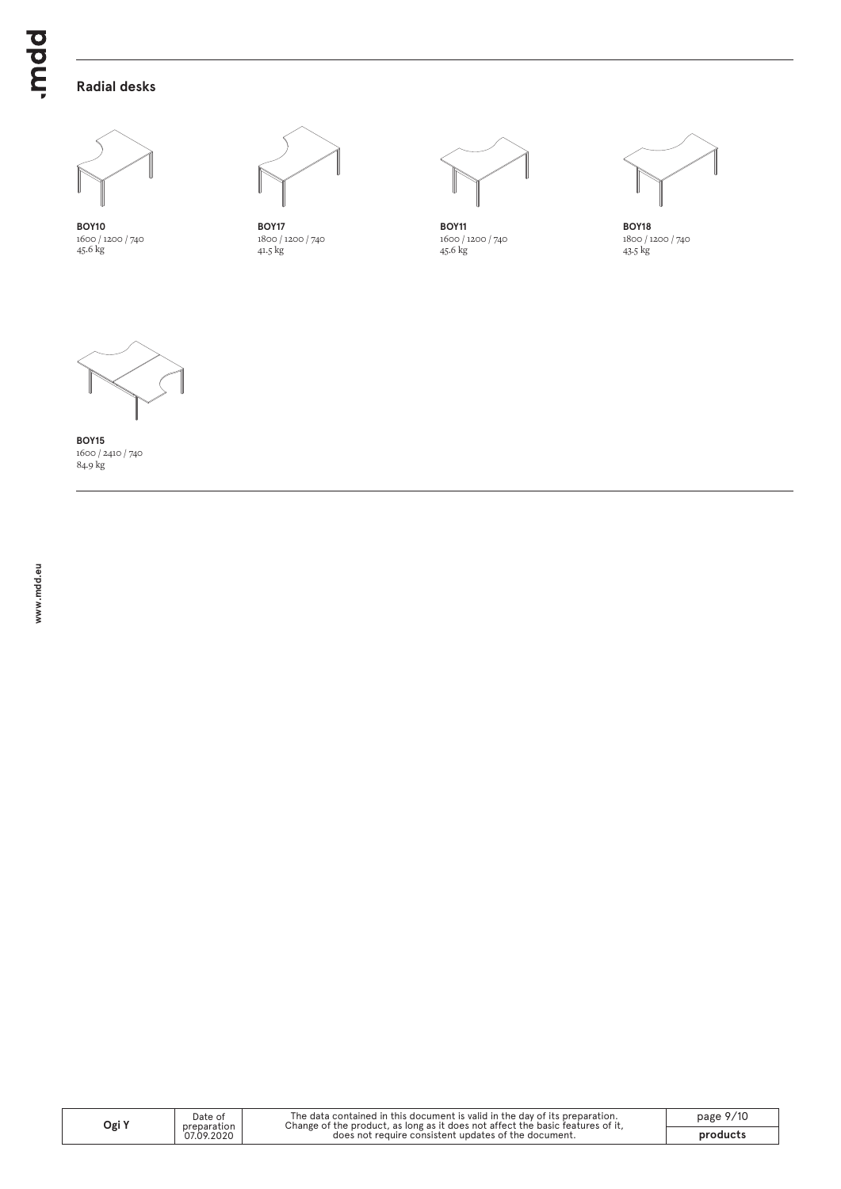## Radial desks

**BOY10**
1600 / 1200 / 740
45.6 kg

**BOY17**
1800 / 1200 / 740
41.5 kg

**BOY11**
1600 / 1200 / 740
45.6 kg

**BOY18**
1800 / 1200 / 740
43.5 kg

**BOY15**
1600 / 2410 / 740
84.9 kg

| Ogi Y | Date of preparation 07.09.2020 | The data contained in this document is valid in the day of its preparation. Change of the product, as long as it does not affect the basic features of it, does not require consistent updates of the document. | products |
|---|---|---|---|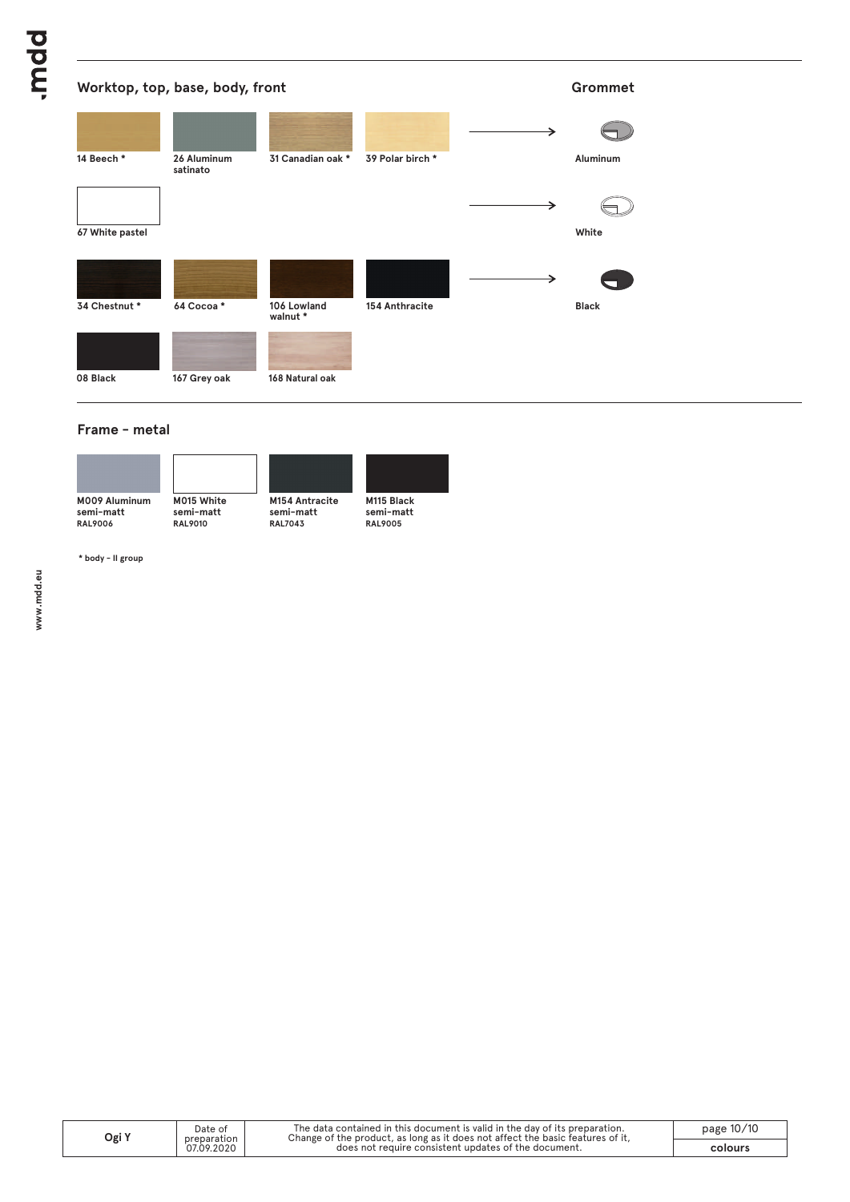## Worktop, top, base, body, front

14 Beech *

26 Aluminum satinato

31 Canadian oak *

39 Polar birch *

67 White pastel

34 Chestnut *

64 Cocoa *

106 Lowland walnut *

154 Anthracite

08 Black

167 Grey oak

168 Natural oak

## Grommet

Aluminum

White

Black

## Frame - metal

M009 Aluminum semi-matt RAL9006

M015 White semi-matt RAL9010

M154 Antracite semi-matt RAL7043

M115 Black semi-matt RAL9005

* body - II group

| | | | |
|---|---|---|---|
| Ogi Y | Date of preparation 07.09.2020 | The data contained in this document is valid in the day of its preparation. Change of the product, as long as it does not affect the basic features of it, does not require consistent updates of the document. | colours |